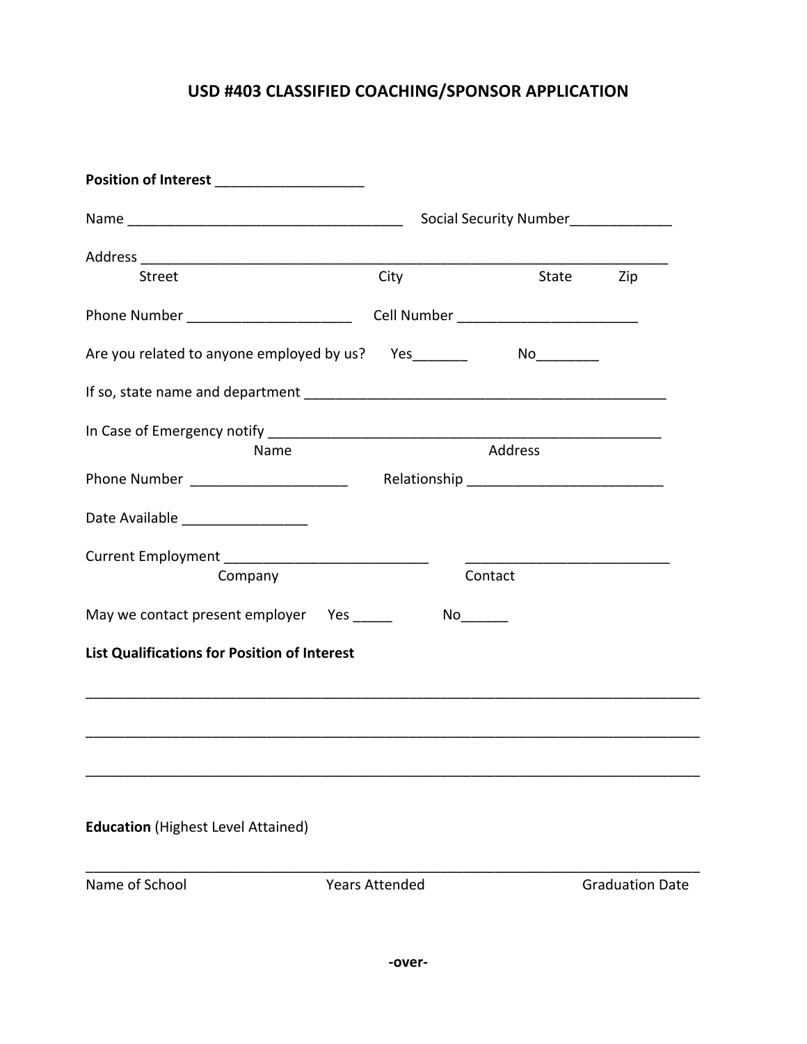# USD #403 CLASSIFIED COACHING/SPONSOR APPLICATION

**Position of Interest** ___________________

Name ___________________________________ Social Security Number_____________

Address ____________________________________________________________________

Street City State Zip

Phone Number _____________________ Cell Number _______________________

Are you related to anyone employed by us? Yes_______ No________

If so, state name and department _______________________________________________

In Case of Emergency notify ___________________________________________________

Name Address

Phone Number ____________________ Relationship _________________________

Date Available ________________

Current Employment __________________________ __________________________

Company Contact

May we contact present employer Yes _____ No______

**List Qualifications for Position of Interest**

_______________________________________________________________________________

_______________________________________________________________________________

_______________________________________________________________________________

**Education** (Highest Level Attained)

_______________________________________________________________________________

Name of School Years Attended Graduation Date

**-over-**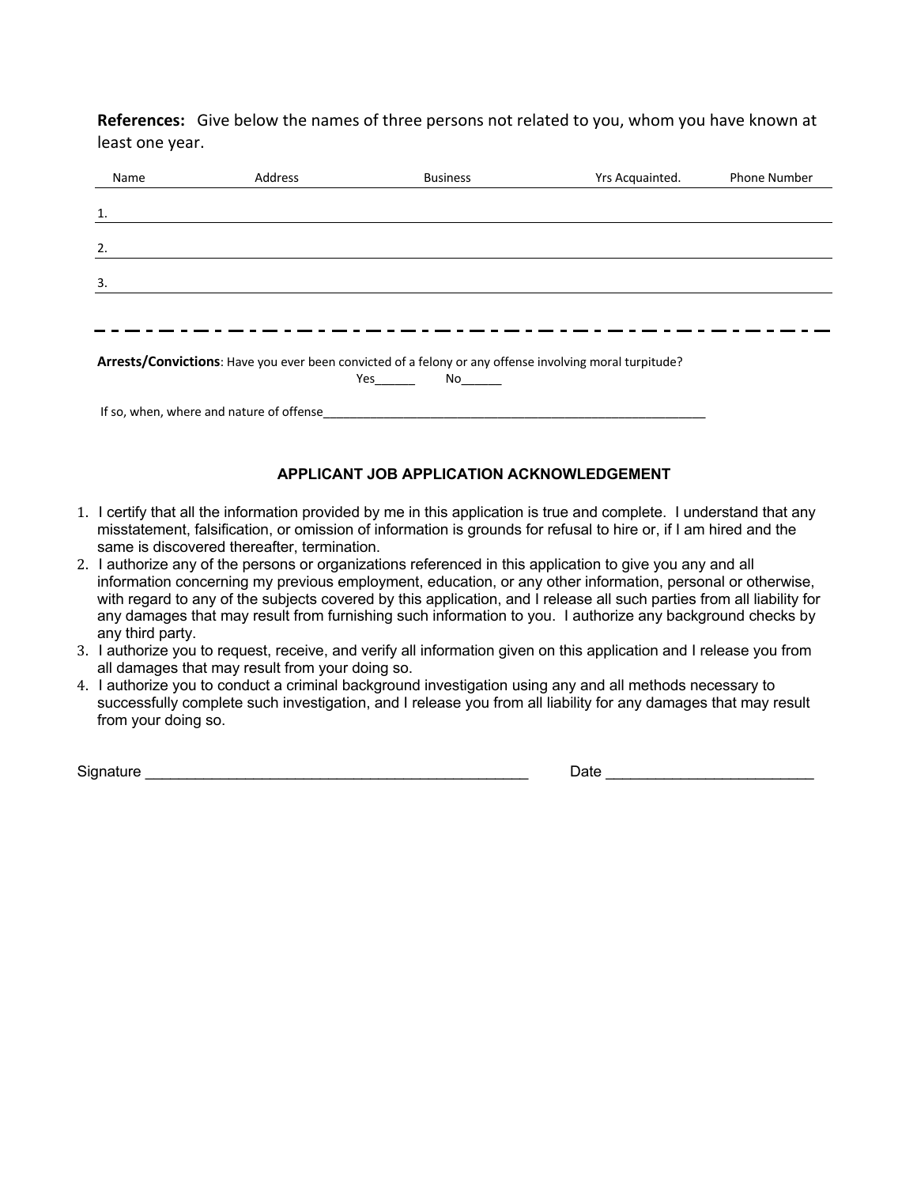**References:** Give below the names of three persons not related to you, whom you have known at least one year.

| Name | Address | Business | Yrs Acquainted. | Phone Number |
|---|---|---|---|---|
| 1. | | | | |
| 2. | | | | |
| 3. | | | | |

---

**Arrests/Convictions**: Have you ever been convicted of a felony or any offense involving moral turpitude?

Yes______ No______

If so, when, where and nature of offense____________________________________________________________

### APPLICANT JOB APPLICATION ACKNOWLEDGEMENT

1. I certify that all the information provided by me in this application is true and complete. I understand that any misstatement, falsification, or omission of information is grounds for refusal to hire or, if I am hired and the same is discovered thereafter, termination.
2. I authorize any of the persons or organizations referenced in this application to give you any and all information concerning my previous employment, education, or any other information, personal or otherwise, with regard to any of the subjects covered by this application, and I release all such parties from all liability for any damages that may result from furnishing such information to you. I authorize any background checks by any third party.
3. I authorize you to request, receive, and verify all information given on this application and I release you from all damages that may result from your doing so.
4. I authorize you to conduct a criminal background investigation using any and all methods necessary to successfully complete such investigation, and I release you from all liability for any damages that may result from your doing so.

Signature ________________________________________________ Date _________________________